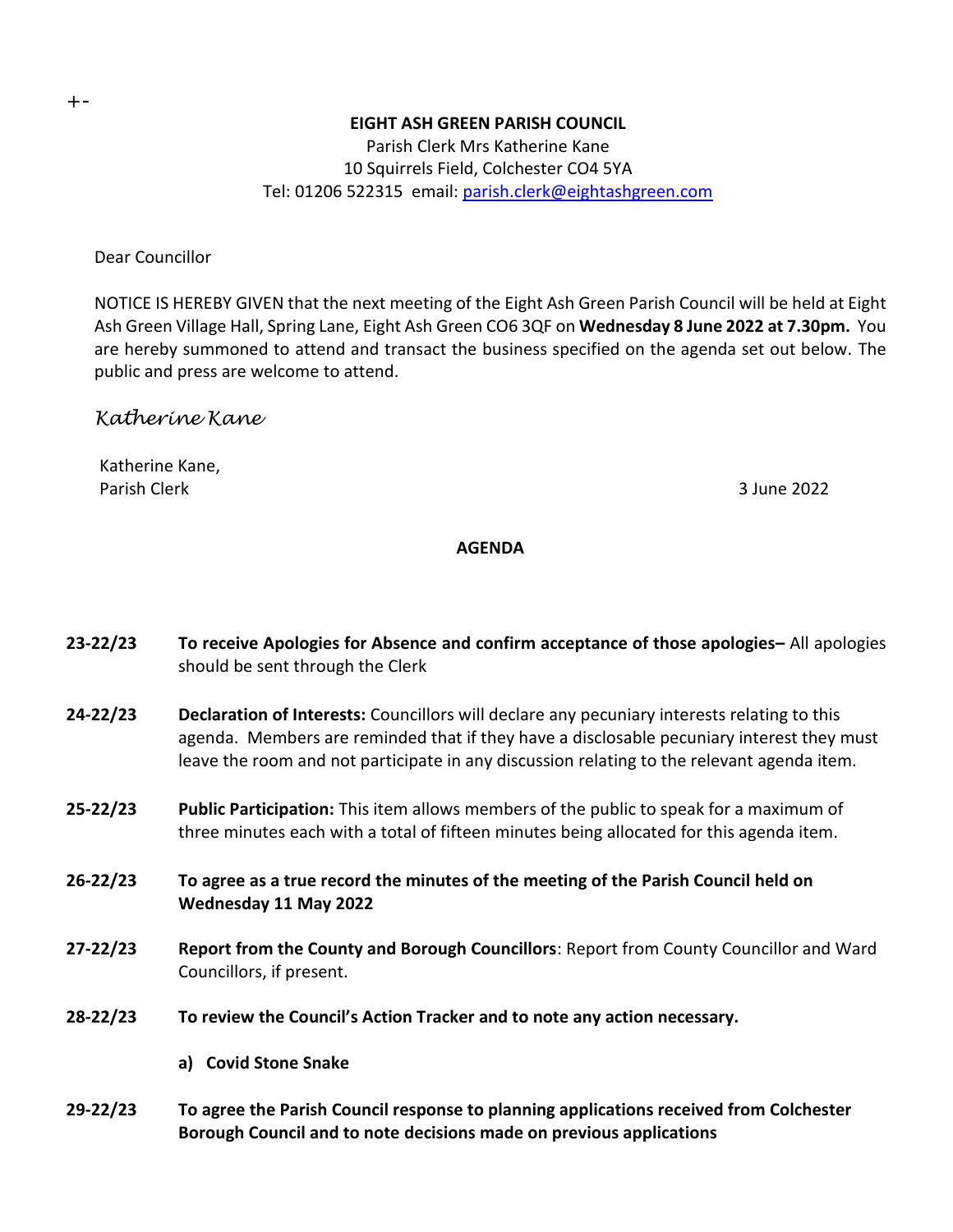+-

**EIGHT ASH GREEN PARISH COUNCIL**

Parish Clerk Mrs Katherine Kane
10 Squirrels Field, Colchester CO4 5YA
Tel: 01206 522315 email: parish.clerk@eightashgreen.com

Dear Councillor

NOTICE IS HEREBY GIVEN that the next meeting of the Eight Ash Green Parish Council will be held at Eight Ash Green Village Hall, Spring Lane, Eight Ash Green CO6 3QF on **Wednesday 8 June 2022 at 7.30pm.** You are hereby summoned to attend and transact the business specified on the agenda set out below. The public and press are welcome to attend.

*Katherine Kane*

Katherine Kane,
Parish Clerk

3 June 2022

## AGENDA

**23-22/23** **To receive Apologies for Absence and confirm acceptance of those apologies–** All apologies should be sent through the Clerk

**24-22/23** **Declaration of Interests:** Councillors will declare any pecuniary interests relating to this agenda. Members are reminded that if they have a disclosable pecuniary interest they must leave the room and not participate in any discussion relating to the relevant agenda item.

**25-22/23** **Public Participation:** This item allows members of the public to speak for a maximum of three minutes each with a total of fifteen minutes being allocated for this agenda item.

**26-22/23** **To agree as a true record the minutes of the meeting of the Parish Council held on Wednesday 11 May 2022**

**27-22/23** **Report from the County and Borough Councillors**: Report from County Councillor and Ward Councillors, if present.

**28-22/23** **To review the Council's Action Tracker and to note any action necessary.**

**a) Covid Stone Snake**

**29-22/23** **To agree the Parish Council response to planning applications received from Colchester Borough Council and to note decisions made on previous applications**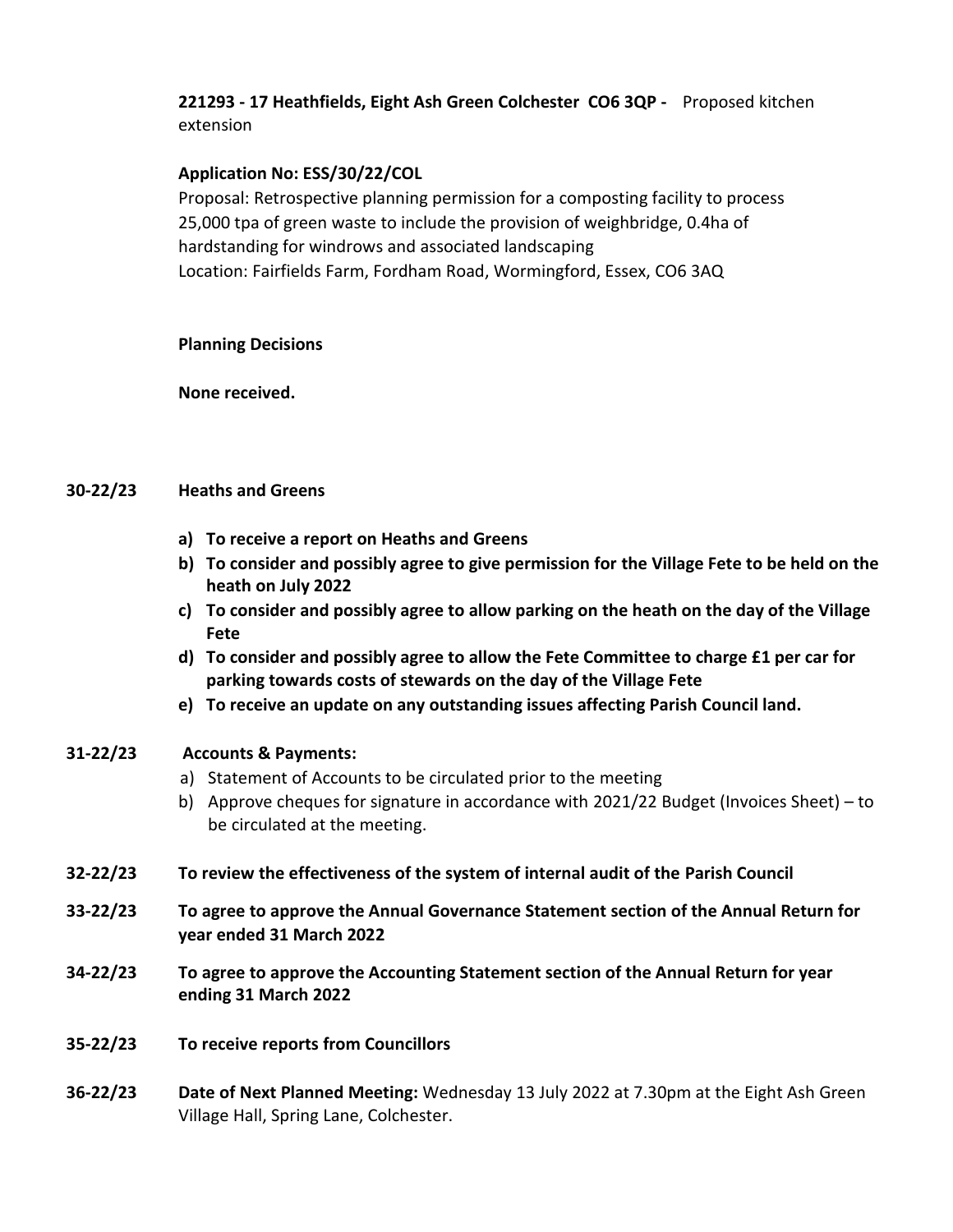**221293 - 17 Heathfields, Eight Ash Green Colchester CO6 3QP -** Proposed kitchen extension

**Application No: ESS/30/22/COL**
Proposal: Retrospective planning permission for a composting facility to process 25,000 tpa of green waste to include the provision of weighbridge, 0.4ha of hardstanding for windrows and associated landscaping
Location: Fairfields Farm, Fordham Road, Wormingford, Essex, CO6 3AQ

**Planning Decisions**

**None received.**

**30-22/23 Heaths and Greens**

a) **To receive a report on Heaths and Greens**
b) **To consider and possibly agree to give permission for the Village Fete to be held on the heath on July 2022**
c) **To consider and possibly agree to allow parking on the heath on the day of the Village Fete**
d) **To consider and possibly agree to allow the Fete Committee to charge £1 per car for parking towards costs of stewards on the day of the Village Fete**
e) **To receive an update on any outstanding issues affecting Parish Council land.**

**31-22/23 Accounts & Payments:**

a) Statement of Accounts to be circulated prior to the meeting
b) Approve cheques for signature in accordance with 2021/22 Budget (Invoices Sheet) – to be circulated at the meeting.

**32-22/23 To review the effectiveness of the system of internal audit of the Parish Council**

**33-22/23 To agree to approve the Annual Governance Statement section of the Annual Return for year ended 31 March 2022**

**34-22/23 To agree to approve the Accounting Statement section of the Annual Return for year ending 31 March 2022**

**35-22/23 To receive reports from Councillors**

**36-22/23 Date of Next Planned Meeting:** Wednesday 13 July 2022 at 7.30pm at the Eight Ash Green Village Hall, Spring Lane, Colchester.